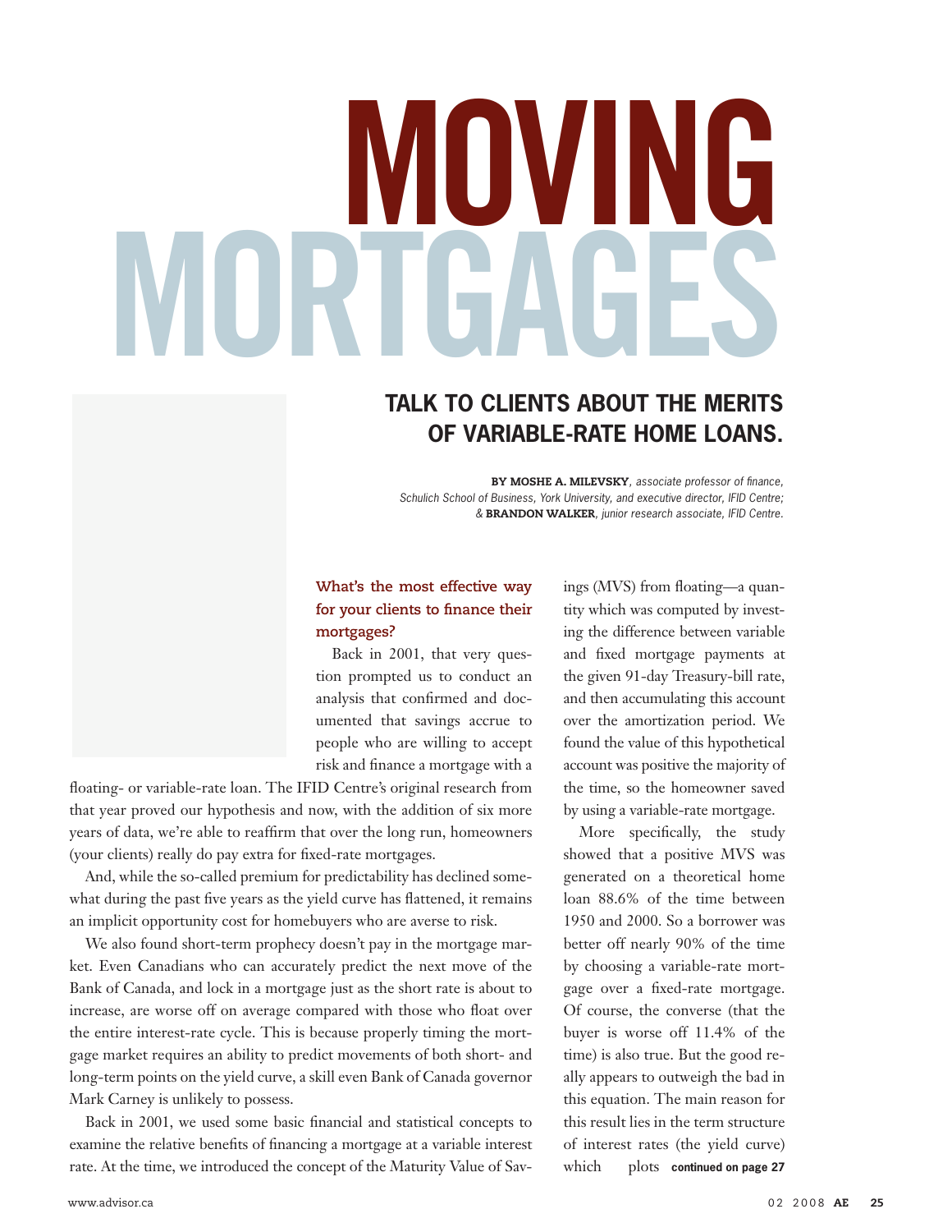# MOVING MORTGAGES

## TALK TO CLIENTS ABOUT THE MERITS OF VARIABLE-RATE HOME LOANS.

**BY MOSHE A. MILEVSKY**, *associate professor of finance, Schulich School of Business, York University, and executive director, IFID Centre;* & **BRANDON WALKER**, *junior research associate, IFID Centre.*

**What's the most effective way for your clients to finance their mortgages?**

Back in 2001, that very question prompted us to conduct an analysis that confirmed and documented that savings accrue to people who are willing to accept risk and finance a mortgage with a floating- or variable-rate loan. The IFID Centre's original research from that year proved our hypothesis and now, with the addition of six more years of data, we're able to reaffirm that over the long run, homeowners (your clients) really do pay extra for fixed-rate mortgages.

And, while the so-called premium for predictability has declined somewhat during the past five years as the yield curve has flattened, it remains an implicit opportunity cost for homebuyers who are averse to risk.

We also found short-term prophecy doesn't pay in the mortgage market. Even Canadians who can accurately predict the next move of the Bank of Canada, and lock in a mortgage just as the short rate is about to increase, are worse off on average compared with those who float over the entire interest-rate cycle. This is because properly timing the mortgage market requires an ability to predict movements of both short- and long-term points on the yield curve, a skill even Bank of Canada governor Mark Carney is unlikely to possess.

Back in 2001, we used some basic financial and statistical concepts to examine the relative benefits of financing a mortgage at a variable interest rate. At the time, we introduced the concept of the Maturity Value of Savings (MVS) from floating—a quantity which was computed by investing the difference between variable and fixed mortgage payments at the given 91-day Treasury-bill rate, and then accumulating this account over the amortization period. We found the value of this hypothetical account was positive the majority of the time, so the homeowner saved by using a variable-rate mortgage.

More specifically, the study showed that a positive MVS was generated on a theoretical home loan 88.6% of the time between 1950 and 2000. So a borrower was better off nearly 90% of the time by choosing a variable-rate mortgage over a fixed-rate mortgage. Of course, the converse (that the buyer is worse off 11.4% of the time) is also true. But the good really appears to outweigh the bad in this equation. The main reason for this result lies in the term structure of interest rates (the yield curve) which plots **continued on page 27**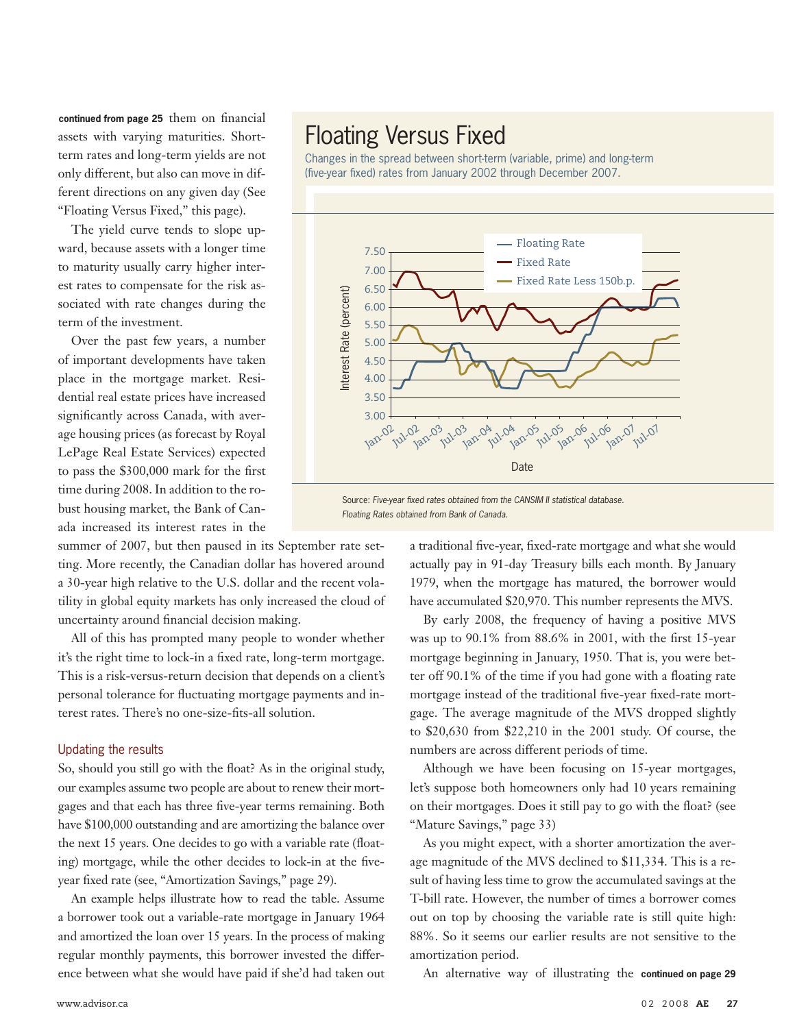**continued from page 25** them on financial assets with varying maturities. Short-term rates and long-term yields are not only different, but also can move in different directions on any given day (See "Floating Versus Fixed," this page).

The yield curve tends to slope upward, because assets with a longer time to maturity usually carry higher interest rates to compensate for the risk associated with rate changes during the term of the investment.

Over the past few years, a number of important developments have taken place in the mortgage market. Residential real estate prices have increased significantly across Canada, with average housing prices (as forecast by Royal LePage Real Estate Services) expected to pass the $300,000 mark for the first time during 2008. In addition to the robust housing market, the Bank of Canada increased its interest rates in the summer of 2007, but then paused in its September rate setting. More recently, the Canadian dollar has hovered around a 30-year high relative to the U.S. dollar and the recent volatility in global equity markets has only increased the cloud of uncertainty around financial decision making.

All of this has prompted many people to wonder whether it's the right time to lock-in a fixed rate, long-term mortgage. This is a risk-versus-return decision that depends on a client's personal tolerance for fluctuating mortgage payments and interest rates. There's no one-size-fits-all solution.

## Floating Versus Fixed

Changes in the spread between short-term (variable, prime) and long-term (five-year fixed) rates from January 2002 through December 2007.

Source: *Five-year fixed rates obtained from the CANSIM II statistical database. Floating Rates obtained from Bank of Canada.*

### Updating the results

So, should you still go with the float? As in the original study, our examples assume two people are about to renew their mortgages and that each has three five-year terms remaining. Both have $100,000 outstanding and are amortizing the balance over the next 15 years. One decides to go with a variable rate (floating) mortgage, while the other decides to lock-in at the five-year fixed rate (see, "Amortization Savings," page 29).

An example helps illustrate how to read the table. Assume a borrower took out a variable-rate mortgage in January 1964 and amortized the loan over 15 years. In the process of making regular monthly payments, this borrower invested the difference between what she would have paid if she'd had taken out a traditional five-year, fixed-rate mortgage and what she would actually pay in 91-day Treasury bills each month. By January 1979, when the mortgage has matured, the borrower would have accumulated $20,970. This number represents the MVS.

By early 2008, the frequency of having a positive MVS was up to 90.1% from 88.6% in 2001, with the first 15-year mortgage beginning in January, 1950. That is, you were better off 90.1% of the time if you had gone with a floating rate mortgage instead of the traditional five-year fixed-rate mortgage. The average magnitude of the MVS dropped slightly to $20,630 from $22,210 in the 2001 study. Of course, the numbers are across different periods of time.

Although we have been focusing on 15-year mortgages, let's suppose both homeowners only had 10 years remaining on their mortgages. Does it still pay to go with the float? (see "Mature Savings," page 33)

As you might expect, with a shorter amortization the average magnitude of the MVS declined to $11,334. This is a result of having less time to grow the accumulated savings at the T-bill rate. However, the number of times a borrower comes out on top by choosing the variable rate is still quite high: 88%. So it seems our earlier results are not sensitive to the amortization period.

An alternative way of illustrating the **continued on page 29**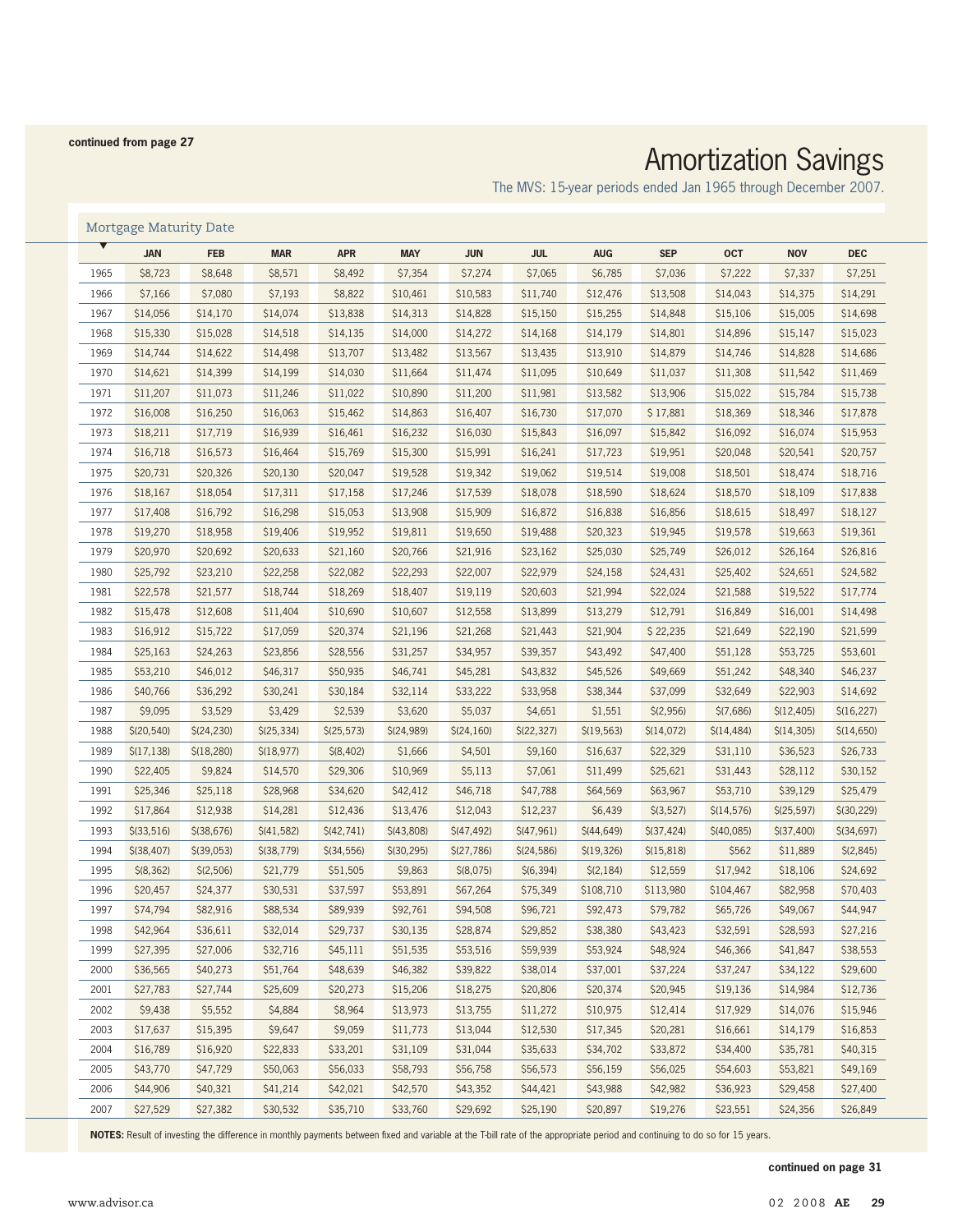continued from page 27

# Amortization Savings

The MVS: 15-year periods ended Jan 1965 through December 2007.

Mortgage Maturity Date

| | JAN | FEB | MAR | APR | MAY | JUN | JUL | AUG | SEP | OCT | NOV | DEC |
|---|---|---|---|---|---|---|---|---|---|---|---|---|
| 1965 | $8,723 | $8,648 | $8,571 | $8,492 | $7,354 | $7,274 | $7,065 | $6,785 | $7,036 | $7,222 | $7,337 | $7,251 |
| 1966 | $7,166 | $7,080 | $7,193 | $8,822 | $10,461 | $10,583 | $11,740 | $12,476 | $13,508 | $14,043 | $14,375 | $14,291 |
| 1967 | $14,056 | $14,170 | $14,074 | $13,838 | $14,313 | $14,828 | $15,150 | $15,255 | $14,848 | $15,106 | $15,005 | $14,698 |
| 1968 | $15,330 | $15,028 | $14,518 | $14,135 | $14,000 | $14,272 | $14,168 | $14,179 | $14,801 | $14,896 | $15,147 | $15,023 |
| 1969 | $14,744 | $14,622 | $14,498 | $13,707 | $13,482 | $13,567 | $13,435 | $13,910 | $14,879 | $14,746 | $14,828 | $14,686 |
| 1970 | $14,621 | $14,399 | $14,199 | $14,030 | $11,664 | $11,474 | $11,095 | $10,649 | $11,037 | $11,308 | $11,542 | $11,469 |
| 1971 | $11,207 | $11,073 | $11,246 | $11,022 | $10,890 | $11,200 | $11,981 | $13,582 | $13,906 | $15,022 | $15,784 | $15,738 |
| 1972 | $16,008 | $16,250 | $16,063 | $15,462 | $14,863 | $16,407 | $16,730 | $17,070 | $ 17,881 | $18,369 | $18,346 | $17,878 |
| 1973 | $18,211 | $17,719 | $16,939 | $16,461 | $16,232 | $16,030 | $15,843 | $16,097 | $15,842 | $16,092 | $16,074 | $15,953 |
| 1974 | $16,718 | $16,573 | $16,464 | $15,769 | $15,300 | $15,991 | $16,241 | $17,723 | $19,951 | $20,048 | $20,541 | $20,757 |
| 1975 | $20,731 | $20,326 | $20,130 | $20,047 | $19,528 | $19,342 | $19,062 | $19,514 | $19,008 | $18,501 | $18,474 | $18,716 |
| 1976 | $18,167 | $18,054 | $17,311 | $17,158 | $17,246 | $17,539 | $18,078 | $18,590 | $18,624 | $18,570 | $18,109 | $17,838 |
| 1977 | $17,408 | $16,792 | $16,298 | $15,053 | $13,908 | $15,909 | $16,872 | $16,838 | $16,856 | $18,615 | $18,497 | $18,127 |
| 1978 | $19,270 | $18,958 | $19,406 | $19,952 | $19,811 | $19,650 | $19,488 | $20,323 | $19,945 | $19,578 | $19,663 | $19,361 |
| 1979 | $20,970 | $20,692 | $20,633 | $21,160 | $20,766 | $21,916 | $23,162 | $25,030 | $25,749 | $26,012 | $26,164 | $26,816 |
| 1980 | $25,792 | $23,210 | $22,258 | $22,082 | $22,293 | $22,007 | $22,979 | $24,158 | $24,431 | $25,402 | $24,651 | $24,582 |
| 1981 | $22,578 | $21,577 | $18,744 | $18,269 | $18,407 | $19,119 | $20,603 | $21,994 | $22,024 | $21,588 | $19,522 | $17,774 |
| 1982 | $15,478 | $12,608 | $11,404 | $10,690 | $10,607 | $12,558 | $13,899 | $13,279 | $12,791 | $16,849 | $16,001 | $14,498 |
| 1983 | $16,912 | $15,722 | $17,059 | $20,374 | $21,196 | $21,268 | $21,443 | $21,904 | $ 22,235 | $21,649 | $22,190 | $21,599 |
| 1984 | $25,163 | $24,263 | $23,856 | $28,556 | $31,257 | $34,957 | $39,357 | $43,492 | $47,400 | $51,128 | $53,725 | $53,601 |
| 1985 | $53,210 | $46,012 | $46,317 | $50,935 | $46,741 | $45,281 | $43,832 | $45,526 | $49,669 | $51,242 | $48,340 | $46,237 |
| 1986 | $40,766 | $36,292 | $30,241 | $30,184 | $32,114 | $33,222 | $33,958 | $38,344 | $37,099 | $32,649 | $22,903 | $14,692 |
| 1987 | $9,095 | $3,529 | $3,429 | $2,539 | $3,620 | $5,037 | $4,651 | $1,551 | $(2,956) | $(7,686) | $(12,405) | $(16,227) |
| 1988 | $(20,540) | $(24,230) | $(25,334) | $(25,573) | $(24,989) | $(24,160) | $(22,327) | $(19,563) | $(14,072) | $(14,484) | $(14,305) | $(14,650) |
| 1989 | $(17,138) | $(18,280) | $(18,977) | $(8,402) | $1,666 | $4,501 | $9,160 | $16,637 | $22,329 | $31,110 | $36,523 | $26,733 |
| 1990 | $22,405 | $9,824 | $14,570 | $29,306 | $10,969 | $5,113 | $7,061 | $11,499 | $25,621 | $31,443 | $28,112 | $30,152 |
| 1991 | $25,346 | $25,118 | $28,968 | $34,620 | $42,412 | $46,718 | $47,788 | $64,569 | $63,967 | $53,710 | $39,129 | $25,479 |
| 1992 | $17,864 | $12,938 | $14,281 | $12,436 | $13,476 | $12,043 | $12,237 | $6,439 | $(3,527) | $(14,576) | $(25,597) | $(30,229) |
| 1993 | $(33,516) | $(38,676) | $(41,582) | $(42,741) | $(43,808) | $(47,492) | $(47,961) | $(44,649) | $(37,424) | $(40,085) | $(37,400) | $(34,697) |
| 1994 | $(38,407) | $(39,053) | $(38,779) | $(34,556) | $(30,295) | $(27,786) | $(24,586) | $(19,326) | $(15,818) | $562 | $11,889 | $(2,845) |
| 1995 | $(8,362) | $(2,506) | $21,779 | $51,505 | $9,863 | $(8,075) | $(6,394) | $(2,184) | $12,559 | $17,942 | $18,106 | $24,692 |
| 1996 | $20,457 | $24,377 | $30,531 | $37,597 | $53,891 | $67,264 | $75,349 | $108,710 | $113,980 | $104,467 | $82,958 | $70,403 |
| 1997 | $74,794 | $82,916 | $88,534 | $89,939 | $92,761 | $94,508 | $96,721 | $92,473 | $79,782 | $65,726 | $49,067 | $44,947 |
| 1998 | $42,964 | $36,611 | $32,014 | $29,737 | $30,135 | $28,874 | $29,852 | $38,380 | $43,423 | $32,591 | $28,593 | $27,216 |
| 1999 | $27,395 | $27,006 | $32,716 | $45,111 | $51,535 | $53,516 | $59,939 | $53,924 | $48,924 | $46,366 | $41,847 | $38,553 |
| 2000 | $36,565 | $40,273 | $51,764 | $48,639 | $46,382 | $39,822 | $38,014 | $37,001 | $37,224 | $37,247 | $34,122 | $29,600 |
| 2001 | $27,783 | $27,744 | $25,609 | $20,273 | $15,206 | $18,275 | $20,806 | $20,374 | $20,945 | $19,136 | $14,984 | $12,736 |
| 2002 | $9,438 | $5,552 | $4,884 | $8,964 | $13,973 | $13,755 | $11,272 | $10,975 | $12,414 | $17,929 | $14,076 | $15,946 |
| 2003 | $17,637 | $15,395 | $9,647 | $9,059 | $11,773 | $13,044 | $12,530 | $17,345 | $20,281 | $16,661 | $14,179 | $16,853 |
| 2004 | $16,789 | $16,920 | $22,833 | $33,201 | $31,109 | $31,044 | $35,633 | $34,702 | $33,872 | $34,400 | $35,781 | $40,315 |
| 2005 | $43,770 | $47,729 | $50,063 | $56,033 | $58,793 | $56,758 | $56,573 | $56,159 | $56,025 | $54,603 | $53,821 | $49,169 |
| 2006 | $44,906 | $40,321 | $41,214 | $42,021 | $42,570 | $43,352 | $44,421 | $43,988 | $42,982 | $36,923 | $29,458 | $27,400 |
| 2007 | $27,529 | $27,382 | $30,532 | $35,710 | $33,760 | $29,692 | $25,190 | $20,897 | $19,276 | $23,551 | $24,356 | $26,849 |

**NOTES:** Result of investing the difference in monthly payments between fixed and variable at the T-bill rate of the appropriate period and continuing to do so for 15 years.

**continued on page 31**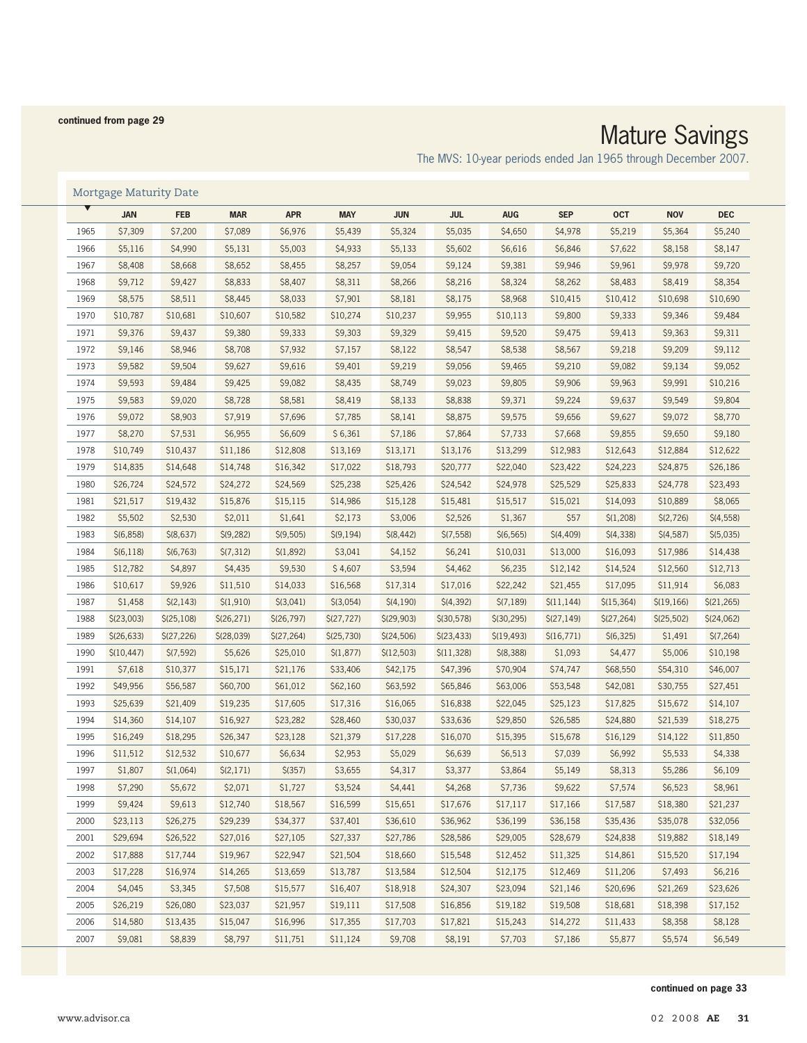continued from page 29

# Mature Savings

The MVS: 10-year periods ended Jan 1965 through December 2007.

Mortgage Maturity Date

| | JAN | FEB | MAR | APR | MAY | JUN | JUL | AUG | SEP | OCT | NOV | DEC |
|---|---|---|---|---|---|---|---|---|---|---|---|---|
| 1965 | $7,309 | $7,200 | $7,089 | $6,976 | $5,439 | $5,324 | $5,035 | $4,650 | $4,978 | $5,219 | $5,364 | $5,240 |
| 1966 | $5,116 | $4,990 | $5,131 | $5,003 | $4,933 | $5,133 | $5,602 | $6,616 | $6,846 | $7,622 | $8,158 | $8,147 |
| 1967 | $8,408 | $8,668 | $8,652 | $8,455 | $8,257 | $9,054 | $9,124 | $9,381 | $9,946 | $9,961 | $9,978 | $9,720 |
| 1968 | $9,712 | $9,427 | $8,833 | $8,407 | $8,311 | $8,266 | $8,216 | $8,324 | $8,262 | $8,483 | $8,419 | $8,354 |
| 1969 | $8,575 | $8,511 | $8,445 | $8,033 | $7,901 | $8,181 | $8,175 | $8,968 | $10,415 | $10,412 | $10,698 | $10,690 |
| 1970 | $10,787 | $10,681 | $10,607 | $10,582 | $10,274 | $10,237 | $9,955 | $10,113 | $9,800 | $9,333 | $9,346 | $9,484 |
| 1971 | $9,376 | $9,437 | $9,380 | $9,333 | $9,303 | $9,329 | $9,415 | $9,520 | $9,475 | $9,413 | $9,363 | $9,311 |
| 1972 | $9,146 | $8,946 | $8,708 | $7,932 | $7,157 | $8,122 | $8,547 | $8,538 | $8,567 | $9,218 | $9,209 | $9,112 |
| 1973 | $9,582 | $9,504 | $9,627 | $9,616 | $9,401 | $9,219 | $9,056 | $9,465 | $9,210 | $9,082 | $9,134 | $9,052 |
| 1974 | $9,593 | $9,484 | $9,425 | $9,082 | $8,435 | $8,749 | $9,023 | $9,805 | $9,906 | $9,963 | $9,991 | $10,216 |
| 1975 | $9,583 | $9,020 | $8,728 | $8,581 | $8,419 | $8,133 | $8,838 | $9,371 | $9,224 | $9,637 | $9,549 | $9,804 |
| 1976 | $9,072 | $8,903 | $7,919 | $7,696 | $7,785 | $8,141 | $8,875 | $9,575 | $9,656 | $9,627 | $9,072 | $8,770 |
| 1977 | $8,270 | $7,531 | $6,955 | $6,609 | $ 6,361 | $7,186 | $7,864 | $7,733 | $7,668 | $9,855 | $9,650 | $9,180 |
| 1978 | $10,749 | $10,437 | $11,186 | $12,808 | $13,169 | $13,171 | $13,176 | $13,299 | $12,983 | $12,643 | $12,884 | $12,622 |
| 1979 | $14,835 | $14,648 | $14,748 | $16,342 | $17,022 | $18,793 | $20,777 | $22,040 | $23,422 | $24,223 | $24,875 | $26,186 |
| 1980 | $26,724 | $24,572 | $24,272 | $24,569 | $25,238 | $25,426 | $24,542 | $24,978 | $25,529 | $25,833 | $24,778 | $23,493 |
| 1981 | $21,517 | $19,432 | $15,876 | $15,115 | $14,986 | $15,128 | $15,481 | $15,517 | $15,021 | $14,093 | $10,889 | $8,065 |
| 1982 | $5,502 | $2,530 | $2,011 | $1,641 | $2,173 | $3,006 | $2,526 | $1,367 | $57 | $(1,208) | $(2,726) | $(4,558) |
| 1983 | $(6,858) | $(8,637) | $(9,282) | $(9,505) | $(9,194) | $(8,442) | $(7,558) | $(6,565) | $(4,409) | $(4,338) | $(4,587) | $(5,035) |
| 1984 | $(6,118) | $(6,763) | $(7,312) | $(1,892) | $3,041 | $4,152 | $6,241 | $10,031 | $13,000 | $16,093 | $17,986 | $14,438 |
| 1985 | $12,782 | $4,897 | $4,435 | $9,530 | $ 4,607 | $3,594 | $4,462 | $6,235 | $12,142 | $14,524 | $12,560 | $12,713 |
| 1986 | $10,617 | $9,926 | $11,510 | $14,033 | $16,568 | $17,314 | $17,016 | $22,242 | $21,455 | $17,095 | $11,914 | $6,083 |
| 1987 | $1,458 | $(2,143) | $(1,910) | $(3,041) | $(3,054) | $(4,190) | $(4,392) | $(7,189) | $(11,144) | $(15,364) | $(19,166) | $(21,265) |
| 1988 | $(23,003) | $(25,108) | $(26,271) | $(26,797) | $(27,727) | $(29,903) | $(30,578) | $(30,295) | $(27,149) | $(27,264) | $(25,502) | $(24,062) |
| 1989 | $(26,633) | $(27,226) | $(28,039) | $(27,264) | $(25,730) | $(24,506) | $(23,433) | $(19,493) | $(16,771) | $(6,325) | $1,491 | $(7,264) |
| 1990 | $(10,447) | $(7,592) | $5,626 | $25,010 | $(1,877) | $(12,503) | $(11,328) | $(8,388) | $1,093 | $4,477 | $5,006 | $10,198 |
| 1991 | $7,618 | $10,377 | $15,171 | $21,176 | $33,406 | $42,175 | $47,396 | $70,904 | $74,747 | $68,550 | $54,310 | $46,007 |
| 1992 | $49,956 | $56,587 | $60,700 | $61,012 | $62,160 | $63,592 | $65,846 | $63,006 | $53,548 | $42,081 | $30,755 | $27,451 |
| 1993 | $25,639 | $21,409 | $19,235 | $17,605 | $17,316 | $16,065 | $16,838 | $22,045 | $25,123 | $17,825 | $15,672 | $14,107 |
| 1994 | $14,360 | $14,107 | $16,927 | $23,282 | $28,460 | $30,037 | $33,636 | $29,850 | $26,585 | $24,880 | $21,539 | $18,275 |
| 1995 | $16,249 | $18,295 | $26,347 | $23,128 | $21,379 | $17,228 | $16,070 | $15,395 | $15,678 | $16,129 | $14,122 | $11,850 |
| 1996 | $11,512 | $12,532 | $10,677 | $6,634 | $2,953 | $5,029 | $6,639 | $6,513 | $7,039 | $6,992 | $5,533 | $4,338 |
| 1997 | $1,807 | $(1,064) | $(2,171) | $(357) | $3,655 | $4,317 | $3,377 | $3,864 | $5,149 | $8,313 | $5,286 | $6,109 |
| 1998 | $7,290 | $5,672 | $2,071 | $1,727 | $3,524 | $4,441 | $4,268 | $7,736 | $9,622 | $7,574 | $6,523 | $8,961 |
| 1999 | $9,424 | $9,613 | $12,740 | $18,567 | $16,599 | $15,651 | $17,676 | $17,117 | $17,166 | $17,587 | $18,380 | $21,237 |
| 2000 | $23,113 | $26,275 | $29,239 | $34,377 | $37,401 | $36,610 | $36,962 | $36,199 | $36,158 | $35,436 | $35,078 | $32,056 |
| 2001 | $29,694 | $26,522 | $27,016 | $27,105 | $27,337 | $27,786 | $28,586 | $29,005 | $28,679 | $24,838 | $19,882 | $18,149 |
| 2002 | $17,888 | $17,744 | $19,967 | $22,947 | $21,504 | $18,660 | $15,548 | $12,452 | $11,325 | $14,861 | $15,520 | $17,194 |
| 2003 | $17,228 | $16,974 | $14,265 | $13,659 | $13,787 | $13,584 | $12,504 | $12,175 | $12,469 | $11,206 | $7,493 | $6,216 |
| 2004 | $4,045 | $3,345 | $7,508 | $15,577 | $16,407 | $18,918 | $24,307 | $23,094 | $21,146 | $20,696 | $21,269 | $23,626 |
| 2005 | $26,219 | $26,080 | $23,037 | $21,957 | $19,111 | $17,508 | $16,856 | $19,182 | $19,508 | $18,681 | $18,398 | $17,152 |
| 2006 | $14,580 | $13,435 | $15,047 | $16,996 | $17,355 | $17,703 | $17,821 | $15,243 | $14,272 | $11,433 | $8,358 | $8,128 |
| 2007 | $9,081 | $8,839 | $8,797 | $11,751 | $11,124 | $9,708 | $8,191 | $7,703 | $7,186 | $5,877 | $5,574 | $6,549 |

continued on page 33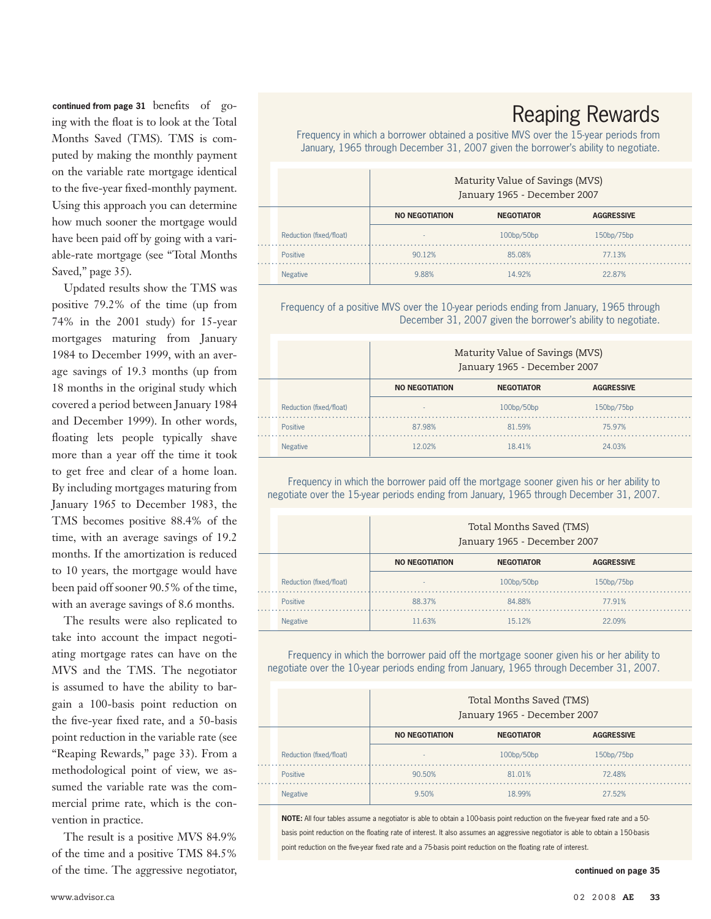**continued from page 31** benefits of going with the float is to look at the Total Months Saved (TMS). TMS is computed by making the monthly payment on the variable rate mortgage identical to the five-year fixed-monthly payment. Using this approach you can determine how much sooner the mortgage would have been paid off by going with a variable-rate mortgage (see "Total Months Saved," page 35).

Updated results show the TMS was positive 79.2% of the time (up from 74% in the 2001 study) for 15-year mortgages maturing from January 1984 to December 1999, with an average savings of 19.3 months (up from 18 months in the original study which covered a period between January 1984 and December 1999). In other words, floating lets people typically shave more than a year off the time it took to get free and clear of a home loan. By including mortgages maturing from January 1965 to December 1983, the TMS becomes positive 88.4% of the time, with an average savings of 19.2 months. If the amortization is reduced to 10 years, the mortgage would have been paid off sooner 90.5% of the time, with an average savings of 8.6 months.

The results were also replicated to take into account the impact negotiating mortgage rates can have on the MVS and the TMS. The negotiator is assumed to have the ability to bargain a 100-basis point reduction on the five-year fixed rate, and a 50-basis point reduction in the variable rate (see "Reaping Rewards," page 33). From a methodological point of view, we assumed the variable rate was the commercial prime rate, which is the convention in practice.

The result is a positive MVS 84.9% of the time and a positive TMS 84.5% of the time. The aggressive negotiator,

# Reaping Rewards

Frequency in which a borrower obtained a positive MVS over the 15-year periods from January, 1965 through December 31, 2007 given the borrower's ability to negotiate.

| | Maturity Value of Savings (MVS) January 1965 - December 2007 | | |
|---|---|---|---|
| | **NO NEGOTIATION** | **NEGOTIATOR** | **AGGRESSIVE** |
| Reduction (fixed/float) | - | 100bp/50bp | 150bp/75bp |
| Positive | 90.12% | 85.08% | 77.13% |
| Negative | 9.88% | 14.92% | 22.87% |

Frequency of a positive MVS over the 10-year periods ending from January, 1965 through December 31, 2007 given the borrower's ability to negotiate.

| | Maturity Value of Savings (MVS) January 1965 - December 2007 | | |
|---|---|---|---|
| | **NO NEGOTIATION** | **NEGOTIATOR** | **AGGRESSIVE** |
| Reduction (fixed/float) | - | 100bp/50bp | 150bp/75bp |
| Positive | 87.98% | 81.59% | 75.97% |
| Negative | 12.02% | 18.41% | 24.03% |

Frequency in which the borrower paid off the mortgage sooner given his or her ability to negotiate over the 15-year periods ending from January, 1965 through December 31, 2007.

| | Total Months Saved (TMS) January 1965 - December 2007 | | |
|---|---|---|---|
| | **NO NEGOTIATION** | **NEGOTIATOR** | **AGGRESSIVE** |
| Reduction (fixed/float) | - | 100bp/50bp | 150bp/75bp |
| Positive | 88.37% | 84.88% | 77.91% |
| Negative | 11.63% | 15.12% | 22.09% |

Frequency in which the borrower paid off the mortgage sooner given his or her ability to negotiate over the 10-year periods ending from January, 1965 through December 31, 2007.

| | Total Months Saved (TMS) January 1965 - December 2007 | | |
|---|---|---|---|
| | **NO NEGOTIATION** | **NEGOTIATOR** | **AGGRESSIVE** |
| Reduction (fixed/float) | - | 100bp/50bp | 150bp/75bp |
| Positive | 90.50% | 81.01% | 72.48% |
| Negative | 9.50% | 18.99% | 27.52% |

**NOTE:** All four tables assume a negotiator is able to obtain a 100-basis point reduction on the five-year fixed rate and a 50-basis point reduction on the floating rate of interest. It also assumes an aggressive negotiator is able to obtain a 150-basis point reduction on the five-year fixed rate and a 75-basis point reduction on the floating rate of interest.

**continued on page 35**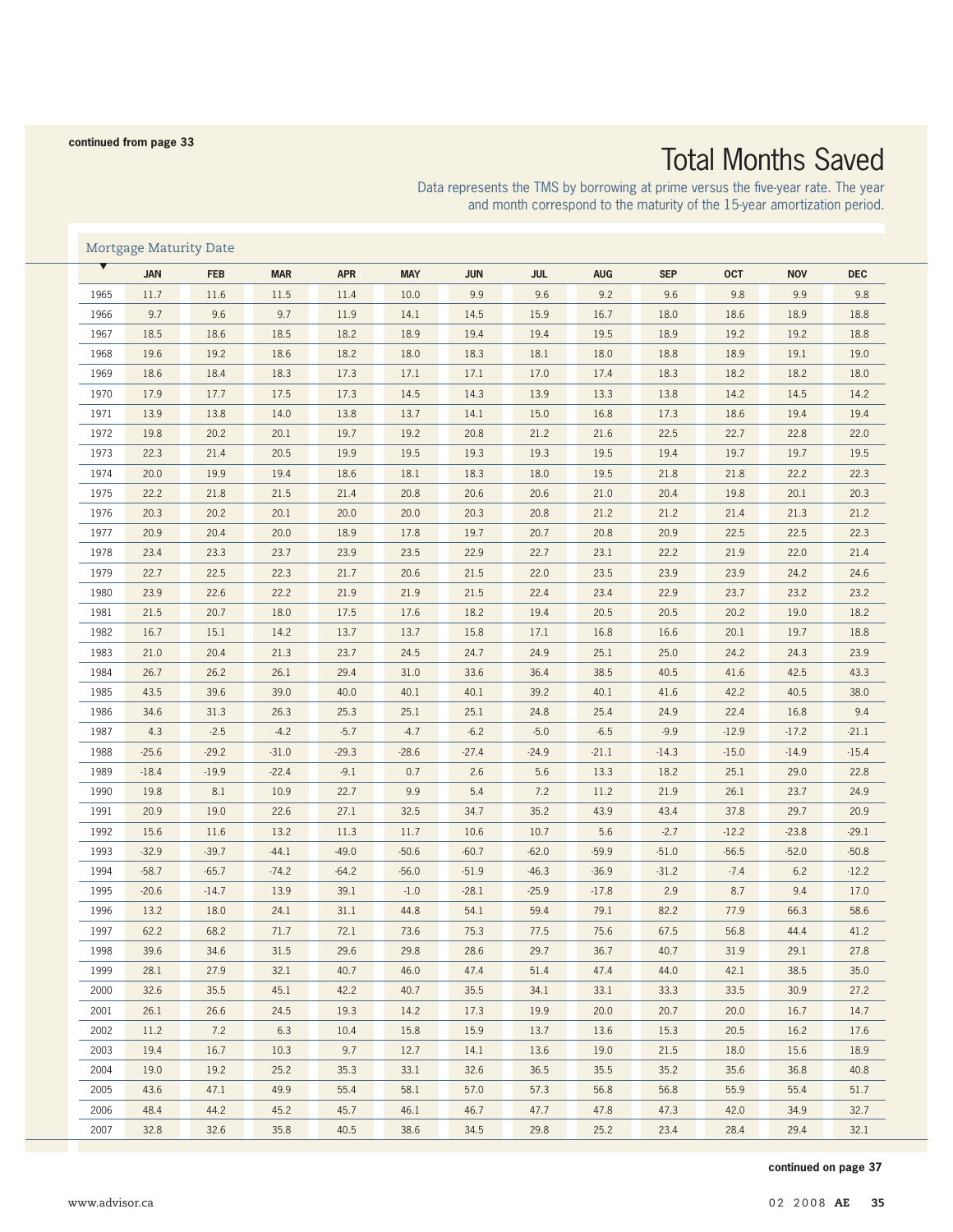continued from page 33

# Total Months Saved

Data represents the TMS by borrowing at prime versus the five-year rate. The year and month correspond to the maturity of the 15-year amortization period.

Mortgage Maturity Date

| | JAN | FEB | MAR | APR | MAY | JUN | JUL | AUG | SEP | OCT | NOV | DEC |
|---|---|---|---|---|---|---|---|---|---|---|---|---|
| 1965 | 11.7 | 11.6 | 11.5 | 11.4 | 10.0 | 9.9 | 9.6 | 9.2 | 9.6 | 9.8 | 9.9 | 9.8 |
| 1966 | 9.7 | 9.6 | 9.7 | 11.9 | 14.1 | 14.5 | 15.9 | 16.7 | 18.0 | 18.6 | 18.9 | 18.8 |
| 1967 | 18.5 | 18.6 | 18.5 | 18.2 | 18.9 | 19.4 | 19.4 | 19.5 | 18.9 | 19.2 | 19.2 | 18.8 |
| 1968 | 19.6 | 19.2 | 18.6 | 18.2 | 18.0 | 18.3 | 18.1 | 18.0 | 18.8 | 18.9 | 19.1 | 19.0 |
| 1969 | 18.6 | 18.4 | 18.3 | 17.3 | 17.1 | 17.1 | 17.0 | 17.4 | 18.3 | 18.2 | 18.2 | 18.0 |
| 1970 | 17.9 | 17.7 | 17.5 | 17.3 | 14.5 | 14.3 | 13.9 | 13.3 | 13.8 | 14.2 | 14.5 | 14.2 |
| 1971 | 13.9 | 13.8 | 14.0 | 13.8 | 13.7 | 14.1 | 15.0 | 16.8 | 17.3 | 18.6 | 19.4 | 19.4 |
| 1972 | 19.8 | 20.2 | 20.1 | 19.7 | 19.2 | 20.8 | 21.2 | 21.6 | 22.5 | 22.7 | 22.8 | 22.0 |
| 1973 | 22.3 | 21.4 | 20.5 | 19.9 | 19.5 | 19.3 | 19.3 | 19.5 | 19.4 | 19.7 | 19.7 | 19.5 |
| 1974 | 20.0 | 19.9 | 19.4 | 18.6 | 18.1 | 18.3 | 18.0 | 19.5 | 21.8 | 21.8 | 22.2 | 22.3 |
| 1975 | 22.2 | 21.8 | 21.5 | 21.4 | 20.8 | 20.6 | 20.6 | 21.0 | 20.4 | 19.8 | 20.1 | 20.3 |
| 1976 | 20.3 | 20.2 | 20.1 | 20.0 | 20.0 | 20.3 | 20.8 | 21.2 | 21.2 | 21.4 | 21.3 | 21.2 |
| 1977 | 20.9 | 20.4 | 20.0 | 18.9 | 17.8 | 19.7 | 20.7 | 20.8 | 20.9 | 22.5 | 22.5 | 22.3 |
| 1978 | 23.4 | 23.3 | 23.7 | 23.9 | 23.5 | 22.9 | 22.7 | 23.1 | 22.2 | 21.9 | 22.0 | 21.4 |
| 1979 | 22.7 | 22.5 | 22.3 | 21.7 | 20.6 | 21.5 | 22.0 | 23.5 | 23.9 | 23.9 | 24.2 | 24.6 |
| 1980 | 23.9 | 22.6 | 22.2 | 21.9 | 21.9 | 21.5 | 22.4 | 23.4 | 22.9 | 23.7 | 23.2 | 23.2 |
| 1981 | 21.5 | 20.7 | 18.0 | 17.5 | 17.6 | 18.2 | 19.4 | 20.5 | 20.5 | 20.2 | 19.0 | 18.2 |
| 1982 | 16.7 | 15.1 | 14.2 | 13.7 | 13.7 | 15.8 | 17.1 | 16.8 | 16.6 | 20.1 | 19.7 | 18.8 |
| 1983 | 21.0 | 20.4 | 21.3 | 23.7 | 24.5 | 24.7 | 24.9 | 25.1 | 25.0 | 24.2 | 24.3 | 23.9 |
| 1984 | 26.7 | 26.2 | 26.1 | 29.4 | 31.0 | 33.6 | 36.4 | 38.5 | 40.5 | 41.6 | 42.5 | 43.3 |
| 1985 | 43.5 | 39.6 | 39.0 | 40.0 | 40.1 | 40.1 | 39.2 | 40.1 | 41.6 | 42.2 | 40.5 | 38.0 |
| 1986 | 34.6 | 31.3 | 26.3 | 25.3 | 25.1 | 25.1 | 24.8 | 25.4 | 24.9 | 22.4 | 16.8 | 9.4 |
| 1987 | 4.3 | -2.5 | -4.2 | -5.7 | -4.7 | -6.2 | -5.0 | -6.5 | -9.9 | -12.9 | -17.2 | -21.1 |
| 1988 | -25.6 | -29.2 | -31.0 | -29.3 | -28.6 | -27.4 | -24.9 | -21.1 | -14.3 | -15.0 | -14.9 | -15.4 |
| 1989 | -18.4 | -19.9 | -22.4 | -9.1 | 0.7 | 2.6 | 5.6 | 13.3 | 18.2 | 25.1 | 29.0 | 22.8 |
| 1990 | 19.8 | 8.1 | 10.9 | 22.7 | 9.9 | 5.4 | 7.2 | 11.2 | 21.9 | 26.1 | 23.7 | 24.9 |
| 1991 | 20.9 | 19.0 | 22.6 | 27.1 | 32.5 | 34.7 | 35.2 | 43.9 | 43.4 | 37.8 | 29.7 | 20.9 |
| 1992 | 15.6 | 11.6 | 13.2 | 11.3 | 11.7 | 10.6 | 10.7 | 5.6 | -2.7 | -12.2 | -23.8 | -29.1 |
| 1993 | -32.9 | -39.7 | -44.1 | -49.0 | -50.6 | -60.7 | -62.0 | -59.9 | -51.0 | -56.5 | -52.0 | -50.8 |
| 1994 | -58.7 | -65.7 | -74.2 | -64.2 | -56.0 | -51.9 | -46.3 | -36.9 | -31.2 | -7.4 | 6.2 | -12.2 |
| 1995 | -20.6 | -14.7 | 13.9 | 39.1 | -1.0 | -28.1 | -25.9 | -17.8 | 2.9 | 8.7 | 9.4 | 17.0 |
| 1996 | 13.2 | 18.0 | 24.1 | 31.1 | 44.8 | 54.1 | 59.4 | 79.1 | 82.2 | 77.9 | 66.3 | 58.6 |
| 1997 | 62.2 | 68.2 | 71.7 | 72.1 | 73.6 | 75.3 | 77.5 | 75.6 | 67.5 | 56.8 | 44.4 | 41.2 |
| 1998 | 39.6 | 34.6 | 31.5 | 29.6 | 29.8 | 28.6 | 29.7 | 36.7 | 40.7 | 31.9 | 29.1 | 27.8 |
| 1999 | 28.1 | 27.9 | 32.1 | 40.7 | 46.0 | 47.4 | 51.4 | 47.4 | 44.0 | 42.1 | 38.5 | 35.0 |
| 2000 | 32.6 | 35.5 | 45.1 | 42.2 | 40.7 | 35.5 | 34.1 | 33.1 | 33.3 | 33.5 | 30.9 | 27.2 |
| 2001 | 26.1 | 26.6 | 24.5 | 19.3 | 14.2 | 17.3 | 19.9 | 20.0 | 20.7 | 20.0 | 16.7 | 14.7 |
| 2002 | 11.2 | 7.2 | 6.3 | 10.4 | 15.8 | 15.9 | 13.7 | 13.6 | 15.3 | 20.5 | 16.2 | 17.6 |
| 2003 | 19.4 | 16.7 | 10.3 | 9.7 | 12.7 | 14.1 | 13.6 | 19.0 | 21.5 | 18.0 | 15.6 | 18.9 |
| 2004 | 19.0 | 19.2 | 25.2 | 35.3 | 33.1 | 32.6 | 36.5 | 35.5 | 35.2 | 35.6 | 36.8 | 40.8 |
| 2005 | 43.6 | 47.1 | 49.9 | 55.4 | 58.1 | 57.0 | 57.3 | 56.8 | 56.8 | 55.9 | 55.4 | 51.7 |
| 2006 | 48.4 | 44.2 | 45.2 | 45.7 | 46.1 | 46.7 | 47.7 | 47.8 | 47.3 | 42.0 | 34.9 | 32.7 |
| 2007 | 32.8 | 32.6 | 35.8 | 40.5 | 38.6 | 34.5 | 29.8 | 25.2 | 23.4 | 28.4 | 29.4 | 32.1 |

continued on page 37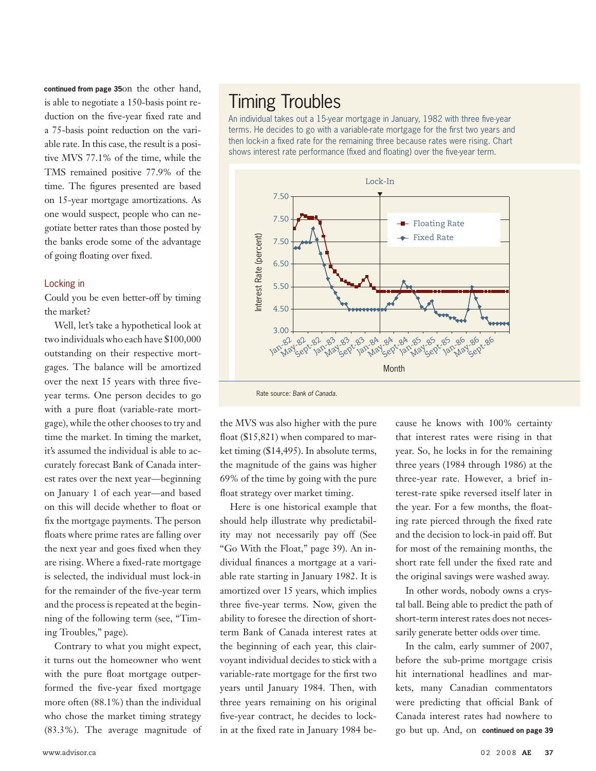**continued from page 35** on the other hand, is able to negotiate a 150-basis point reduction on the five-year fixed rate and a 75-basis point reduction on the variable rate. In this case, the result is a positive MVS 77.1% of the time, while the TMS remained positive 77.9% of the time. The figures presented are based on 15-year mortgage amortizations. As one would suspect, people who can negotiate better rates than those posted by the banks erode some of the advantage of going floating over fixed.

## Locking in

Could you be even better-off by timing the market?

Well, let's take a hypothetical look at two individuals who each have $100,000 outstanding on their respective mortgages. The balance will be amortized over the next 15 years with three five-year terms. One person decides to go with a pure float (variable-rate mortgage), while the other chooses to try and time the market. In timing the market, it's assumed the individual is able to accurately forecast Bank of Canada interest rates over the next year—beginning on January 1 of each year—and based on this will decide whether to float or fix the mortgage payments. The person floats where prime rates are falling over the next year and goes fixed when they are rising. Where a fixed-rate mortgage is selected, the individual must lock-in for the remainder of the five-year term and the process is repeated at the beginning of the following term (see, "Timing Troubles," page).

Contrary to what you might expect, it turns out the homeowner who went with the pure float mortgage outperformed the five-year fixed mortgage more often (88.1%) than the individual who chose the market timing strategy (83.3%). The average magnitude of the MVS was also higher with the pure float ($15,821) when compared to market timing ($14,495). In absolute terms, the magnitude of the gains was higher 69% of the time by going with the pure float strategy over market timing.

Here is one historical example that should help illustrate why predictability may not necessarily pay off (See "Go With the Float," page 39). An individual finances a mortgage at a variable rate starting in January 1982. It is amortized over 15 years, which implies three five-year terms. Now, given the ability to foresee the direction of short-term Bank of Canada interest rates at the beginning of each year, this clairvoyant individual decides to stick with a variable-rate mortgage for the first two years until January 1984. Then, with three years remaining on his original five-year contract, he decides to lock-in at the fixed rate in January 1984 because he knows with 100% certainty that interest rates were rising in that year. So, he locks in for the remaining three years (1984 through 1986) at the three-year rate. However, a brief interest-rate spike reversed itself later in the year. For a few months, the floating rate pierced through the fixed rate and the decision to lock-in paid off. But for most of the remaining months, the short rate fell under the fixed rate and the original savings were washed away.

In other words, nobody owns a crystal ball. Being able to predict the path of short-term interest rates does not necessarily generate better odds over time.

In the calm, early summer of 2007, before the sub-prime mortgage crisis hit international headlines and markets, many Canadian commentators were predicting that official Bank of Canada interest rates had nowhere to go but up. And, on **continued on page 39**

## Timing Troubles

An individual takes out a 15-year mortgage in January, 1982 with three five-year terms. He decides to go with a variable-rate mortgage for the first two years and then lock-in a fixed rate for the remaining three because rates were rising. Chart shows interest rate performance (fixed and floating) over the five-year term.

Rate source: *Bank of Canada.*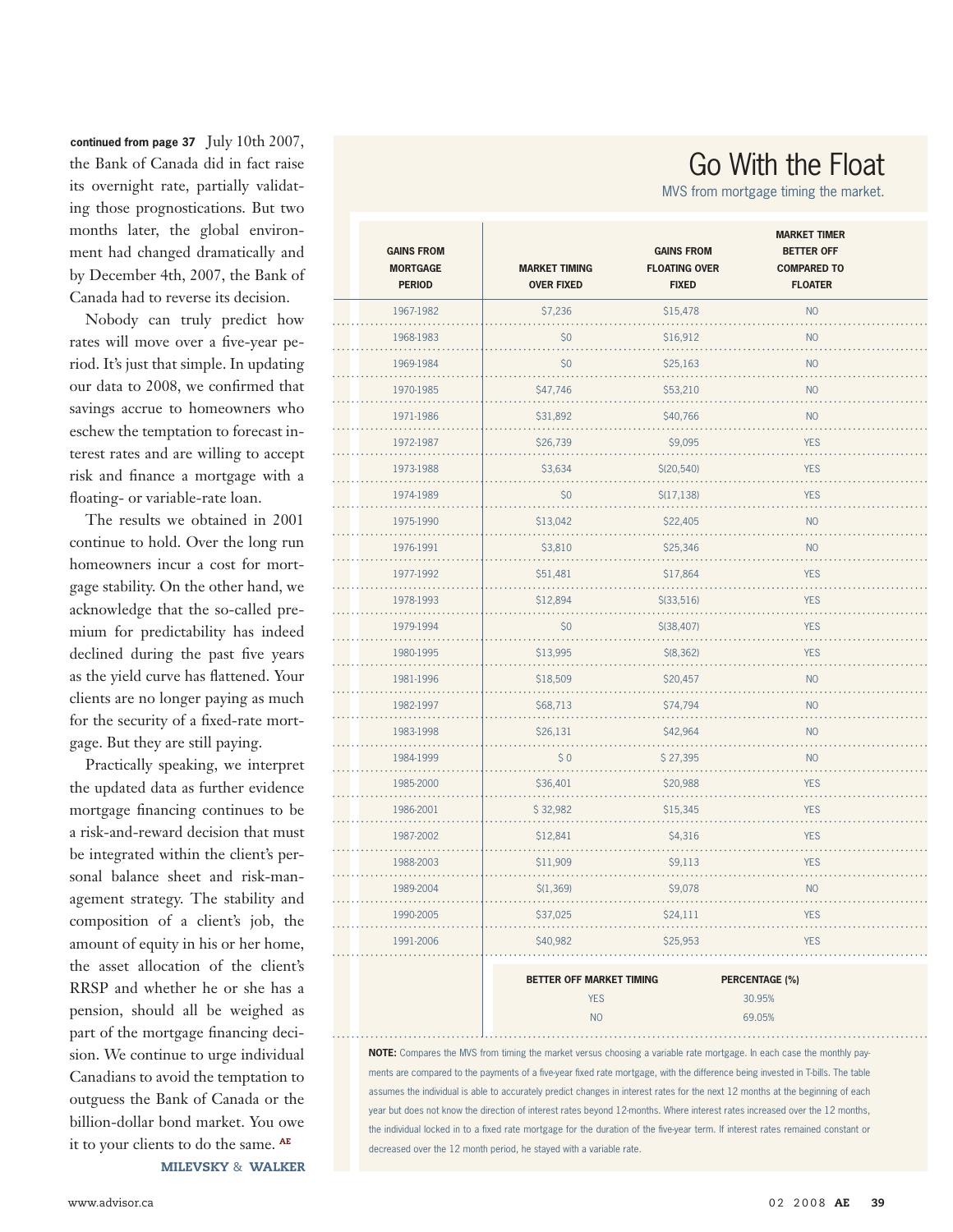**continued from page 37** July 10th 2007, the Bank of Canada did in fact raise its overnight rate, partially validating those prognostications. But two months later, the global environment had changed dramatically and by December 4th, 2007, the Bank of Canada had to reverse its decision.

Nobody can truly predict how rates will move over a five-year period. It's just that simple. In updating our data to 2008, we confirmed that savings accrue to homeowners who eschew the temptation to forecast interest rates and are willing to accept risk and finance a mortgage with a floating- or variable-rate loan.

The results we obtained in 2001 continue to hold. Over the long run homeowners incur a cost for mortgage stability. On the other hand, we acknowledge that the so-called premium for predictability has indeed declined during the past five years as the yield curve has flattened. Your clients are no longer paying as much for the security of a fixed-rate mortgage. But they are still paying.

Practically speaking, we interpret the updated data as further evidence mortgage financing continues to be a risk-and-reward decision that must be integrated within the client's personal balance sheet and risk-management strategy. The stability and composition of a client's job, the amount of equity in his or her home, the asset allocation of the client's RRSP and whether he or she has a pension, should all be weighed as part of the mortgage financing decision. We continue to urge individual Canadians to avoid the temptation to outguess the Bank of Canada or the billion-dollar bond market. You owe it to your clients to do the same. AE

**MILEVSKY & WALKER**

## Go With the Float

MVS from mortgage timing the market.

| GAINS FROM MORTGAGE PERIOD | MARKET TIMING OVER FIXED | GAINS FROM FLOATING OVER FIXED | MARKET TIMER BETTER OFF COMPARED TO FLOATER |
|---|---|---|---|
| 1967-1982 | $7,236 | $15,478 | NO |
| 1968-1983 | $0 | $16,912 | NO |
| 1969-1984 | $0 | $25,163 | NO |
| 1970-1985 | $47,746 | $53,210 | NO |
| 1971-1986 | $31,892 | $40,766 | NO |
| 1972-1987 | $26,739 | $9,095 | YES |
| 1973-1988 | $3,634 | $(20,540) | YES |
| 1974-1989 | $0 | $(17,138) | YES |
| 1975-1990 | $13,042 | $22,405 | NO |
| 1976-1991 | $3,810 | $25,346 | NO |
| 1977-1992 | $51,481 | $17,864 | YES |
| 1978-1993 | $12,894 | $(33,516) | YES |
| 1979-1994 | $0 | $(38,407) | YES |
| 1980-1995 | $13,995 | $(8,362) | YES |
| 1981-1996 | $18,509 | $20,457 | NO |
| 1982-1997 | $68,713 | $74,794 | NO |
| 1983-1998 | $26,131 | $42,964 | NO |
| 1984-1999 | $ 0 | $ 27,395 | NO |
| 1985-2000 | $36,401 | $20,988 | YES |
| 1986-2001 | $ 32,982 | $15,345 | YES |
| 1987-2002 | $12,841 | $4,316 | YES |
| 1988-2003 | $11,909 | $9,113 | YES |
| 1989-2004 | $(1,369) | $9,078 | NO |
| 1990-2005 | $37,025 | $24,111 | YES |
| 1991-2006 | $40,982 | $25,953 | YES |

| BETTER OFF MARKET TIMING | PERCENTAGE (%) |
|---|---|
| YES | 30.95% |
| NO | 69.05% |

**NOTE:** Compares the MVS from timing the market versus choosing a variable rate mortgage. In each case the monthly payments are compared to the payments of a five-year fixed rate mortgage, with the difference being invested in T-bills. The table assumes the individual is able to accurately predict changes in interest rates for the next 12 months at the beginning of each year but does not know the direction of interest rates beyond 12-months. Where interest rates increased over the 12 months, the individual locked in to a fixed rate mortgage for the duration of the five-year term. If interest rates remained constant or decreased over the 12 month period, he stayed with a variable rate.